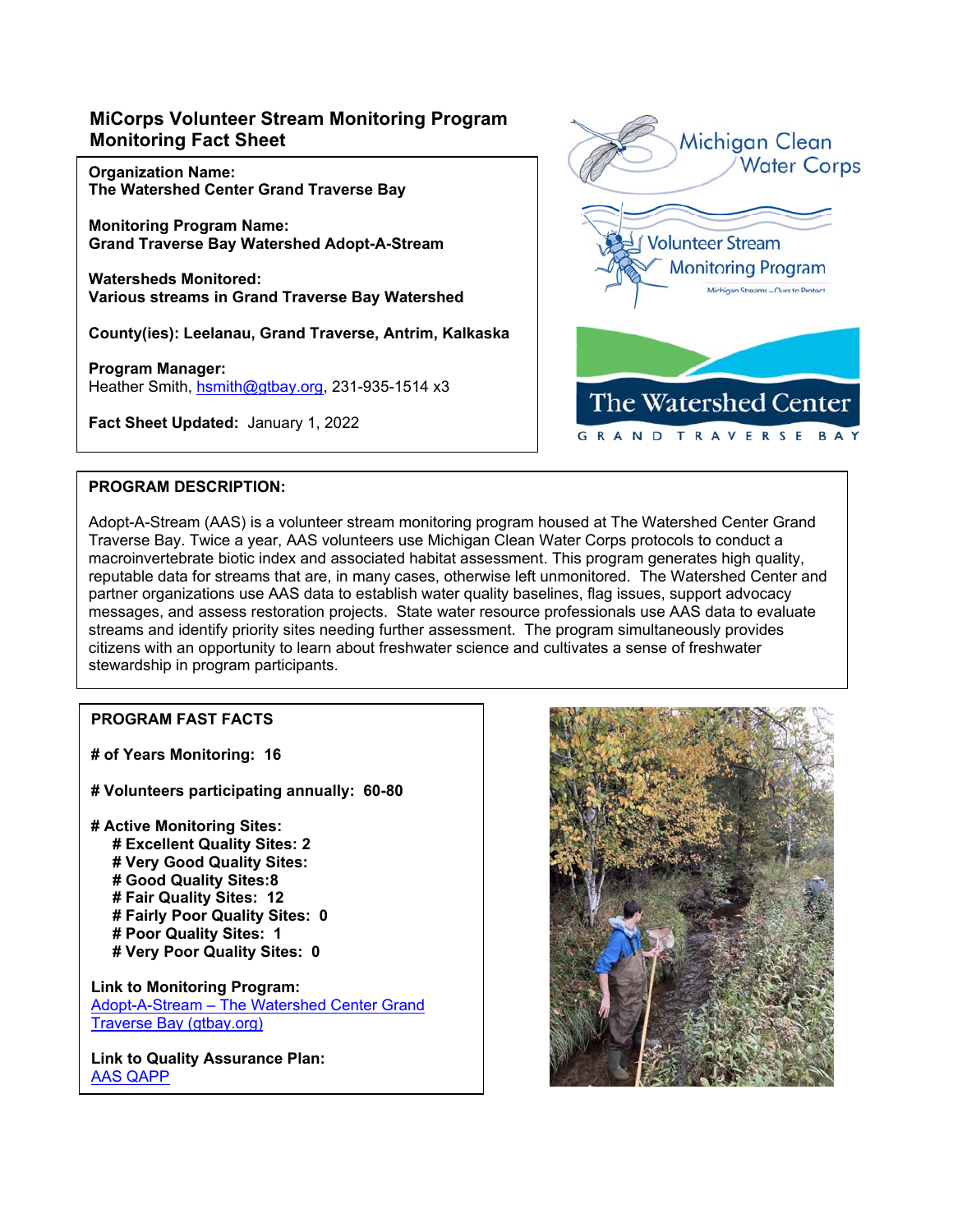# MiCorps Volunteer Stream Monitoring Program Monitoring Fact Sheet

**Organization Name:**
**The Watershed Center Grand Traverse Bay**

**Monitoring Program Name:**
**Grand Traverse Bay Watershed Adopt-A-Stream**

**Watersheds Monitored:**
**Various streams in Grand Traverse Bay Watershed**

**County(ies): Leelanau, Grand Traverse, Antrim, Kalkaska**

**Program Manager:**
Heather Smith, hsmith@gtbay.org, 231-935-1514 x3

**Fact Sheet Updated:** January 1, 2022

## PROGRAM DESCRIPTION:

Adopt-A-Stream (AAS) is a volunteer stream monitoring program housed at The Watershed Center Grand Traverse Bay. Twice a year, AAS volunteers use Michigan Clean Water Corps protocols to conduct a macroinvertebrate biotic index and associated habitat assessment. This program generates high quality, reputable data for streams that are, in many cases, otherwise left unmonitored. The Watershed Center and partner organizations use AAS data to establish water quality baselines, flag issues, support advocacy messages, and assess restoration projects. State water resource professionals use AAS data to evaluate streams and identify priority sites needing further assessment. The program simultaneously provides citizens with an opportunity to learn about freshwater science and cultivates a sense of freshwater stewardship in program participants.

## PROGRAM FAST FACTS

**# of Years Monitoring: 16**

**# Volunteers participating annually: 60-80**

**# Active Monitoring Sites:**
- **# Excellent Quality Sites: 2**
- **# Very Good Quality Sites:**
- **# Good Quality Sites:8**
- **# Fair Quality Sites: 12**
- **# Fairly Poor Quality Sites: 0**
- **# Poor Quality Sites: 1**
- **# Very Poor Quality Sites: 0**

**Link to Monitoring Program:**
Adopt-A-Stream – The Watershed Center Grand Traverse Bay (gtbay.org)

**Link to Quality Assurance Plan:**
AAS QAPP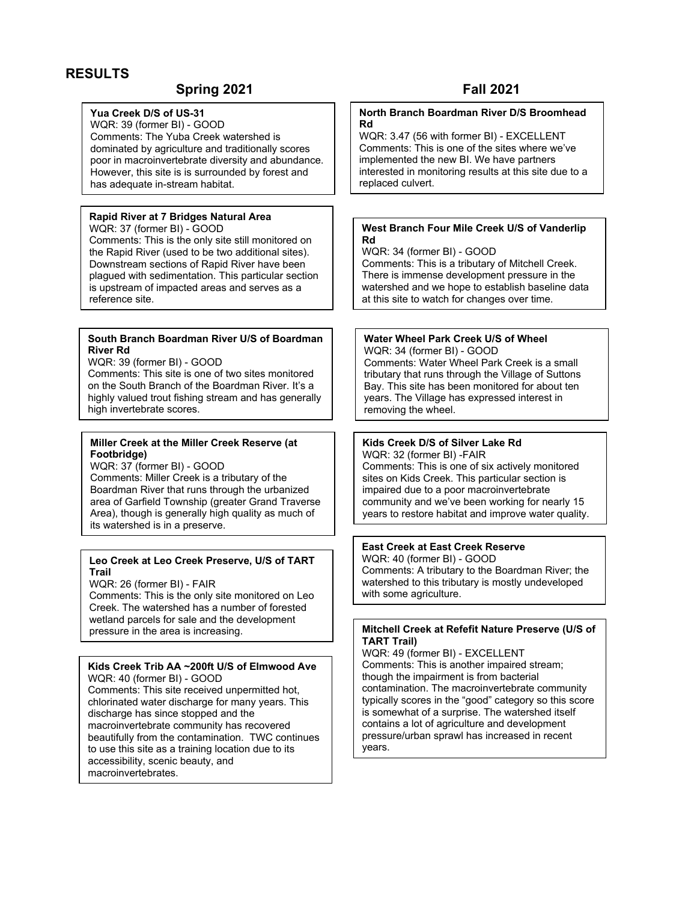# RESULTS

## Spring 2021

**Yua Creek D/S of US-31**
WQR: 39 (former BI) - GOOD
Comments: The Yuba Creek watershed is dominated by agriculture and traditionally scores poor in macroinvertebrate diversity and abundance. However, this site is is surrounded by forest and has adequate in-stream habitat.

**Rapid River at 7 Bridges Natural Area**
WQR: 37 (former BI) - GOOD
Comments: This is the only site still monitored on the Rapid River (used to be two additional sites). Downstream sections of Rapid River have been plagued with sedimentation. This particular section is upstream of impacted areas and serves as a reference site.

**South Branch Boardman River U/S of Boardman River Rd**
WQR: 39 (former BI) - GOOD
Comments: This site is one of two sites monitored on the South Branch of the Boardman River. It's a highly valued trout fishing stream and has generally high invertebrate scores.

**Miller Creek at the Miller Creek Reserve (at Footbridge)**
WQR: 37 (former BI) - GOOD
Comments: Miller Creek is a tributary of the Boardman River that runs through the urbanized area of Garfield Township (greater Grand Traverse Area), though is generally high quality as much of its watershed is in a preserve.

**Leo Creek at Leo Creek Preserve, U/S of TART Trail**
WQR: 26 (former BI) - FAIR
Comments: This is the only site monitored on Leo Creek. The watershed has a number of forested wetland parcels for sale and the development pressure in the area is increasing.

**Kids Creek Trib AA ~200ft U/S of Elmwood Ave**
WQR: 40 (former BI) - GOOD
Comments: This site received unpermitted hot, chlorinated water discharge for many years. This discharge has since stopped and the macroinvertebrate community has recovered beautifully from the contamination. TWC continues to use this site as a training location due to its accessibility, scenic beauty, and macroinvertebrates.

## Fall 2021

**North Branch Boardman River D/S Broomhead Rd**
WQR: 3.47 (56 with former BI) - EXCELLENT
Comments: This is one of the sites where we've implemented the new BI. We have partners interested in monitoring results at this site due to a replaced culvert.

**West Branch Four Mile Creek U/S of Vanderlip Rd**
WQR: 34 (former BI) - GOOD
Comments: This is a tributary of Mitchell Creek. There is immense development pressure in the watershed and we hope to establish baseline data at this site to watch for changes over time.

**Water Wheel Park Creek U/S of Wheel**
WQR: 34 (former BI) - GOOD
Comments: Water Wheel Park Creek is a small tributary that runs through the Village of Suttons Bay. This site has been monitored for about ten years. The Village has expressed interest in removing the wheel.

**Kids Creek D/S of Silver Lake Rd**
WQR: 32 (former BI) -FAIR
Comments: This is one of six actively monitored sites on Kids Creek. This particular section is impaired due to a poor macroinvertebrate community and we've been working for nearly 15 years to restore habitat and improve water quality.

**East Creek at East Creek Reserve**
WQR: 40 (former BI) - GOOD
Comments: A tributary to the Boardman River; the watershed to this tributary is mostly undeveloped with some agriculture.

**Mitchell Creek at Refefit Nature Preserve (U/S of TART Trail)**
WQR: 49 (former BI) - EXCELLENT
Comments: This is another impaired stream; though the impairment is from bacterial contamination. The macroinvertebrate community typically scores in the "good" category so this score is somewhat of a surprise. The watershed itself contains a lot of agriculture and development pressure/urban sprawl has increased in recent years.